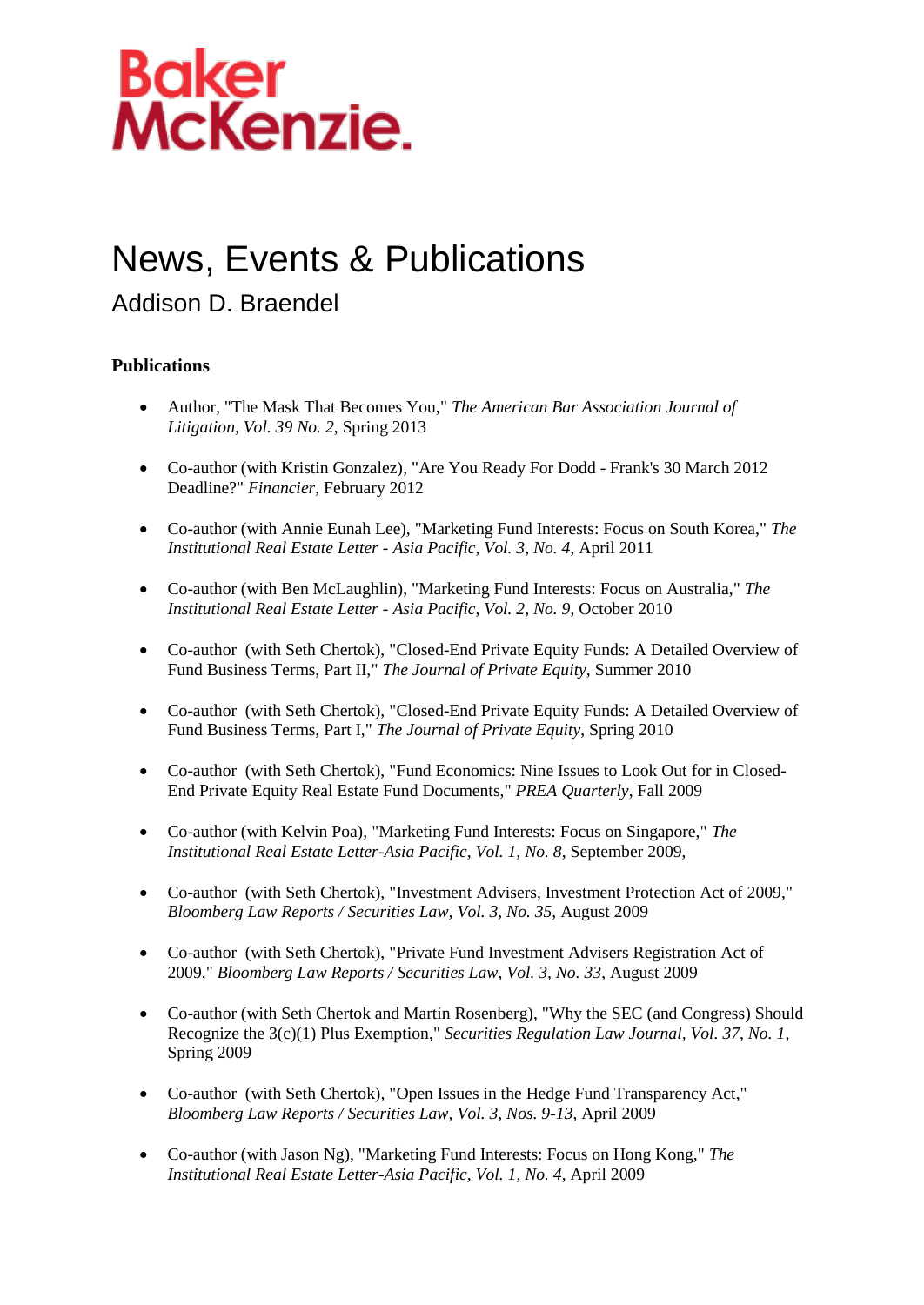Baker McKenzie.

# News, Events & Publications

## Addison D. Braendel

### Publications

- Author, "The Mask That Becomes You," *The American Bar Association Journal of Litigation, Vol. 39 No. 2*, Spring 2013

- Co-author (with Kristin Gonzalez), "Are You Ready For Dodd - Frank's 30 March 2012 Deadline?" *Financier*, February 2012

- Co-author (with Annie Eunah Lee), "Marketing Fund Interests: Focus on South Korea," *The Institutional Real Estate Letter - Asia Pacific, Vol. 3, No. 4*, April 2011

- Co-author (with Ben McLaughlin), "Marketing Fund Interests: Focus on Australia," *The Institutional Real Estate Letter - Asia Pacific, Vol. 2, No. 9*, October 2010

- Co-author (with Seth Chertok), "Closed-End Private Equity Funds: A Detailed Overview of Fund Business Terms, Part II," *The Journal of Private Equity*, Summer 2010

- Co-author (with Seth Chertok), "Closed-End Private Equity Funds: A Detailed Overview of Fund Business Terms, Part I," *The Journal of Private Equity*, Spring 2010

- Co-author (with Seth Chertok), "Fund Economics: Nine Issues to Look Out for in Closed-End Private Equity Real Estate Fund Documents," *PREA Quarterly*, Fall 2009

- Co-author (with Kelvin Poa), "Marketing Fund Interests: Focus on Singapore," *The Institutional Real Estate Letter-Asia Pacific, Vol. 1, No. 8*, September 2009,

- Co-author (with Seth Chertok), "Investment Advisers, Investment Protection Act of 2009," *Bloomberg Law Reports / Securities Law, Vol. 3, No. 35*, August 2009

- Co-author (with Seth Chertok), "Private Fund Investment Advisers Registration Act of 2009," *Bloomberg Law Reports / Securities Law, Vol. 3, No. 33*, August 2009

- Co-author (with Seth Chertok and Martin Rosenberg), "Why the SEC (and Congress) Should Recognize the 3(c)(1) Plus Exemption," *Securities Regulation Law Journal, Vol. 37, No. 1*, Spring 2009

- Co-author (with Seth Chertok), "Open Issues in the Hedge Fund Transparency Act," *Bloomberg Law Reports / Securities Law, Vol. 3, Nos. 9-13*, April 2009

- Co-author (with Jason Ng), "Marketing Fund Interests: Focus on Hong Kong," *The Institutional Real Estate Letter-Asia Pacific, Vol. 1, No. 4*, April 2009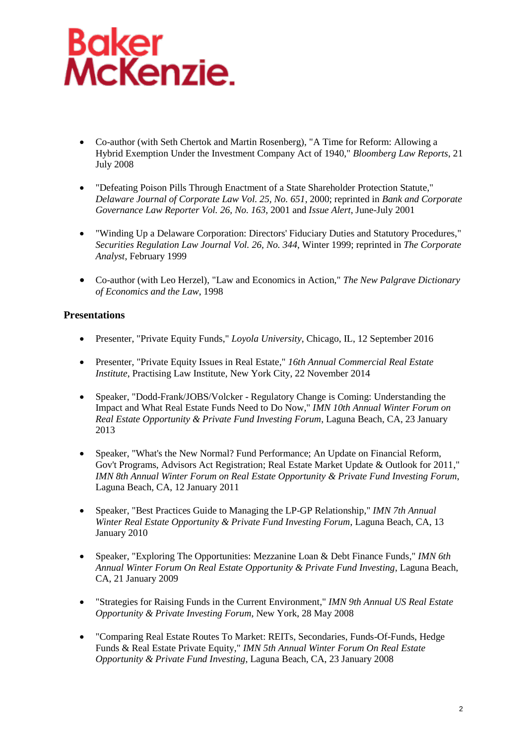- Co-author (with Seth Chertok and Martin Rosenberg), "A Time for Reform: Allowing a Hybrid Exemption Under the Investment Company Act of 1940," *Bloomberg Law Reports*, 21 July 2008

- "Defeating Poison Pills Through Enactment of a State Shareholder Protection Statute," *Delaware Journal of Corporate Law Vol. 25, No. 651*, 2000; reprinted in *Bank and Corporate Governance Law Reporter Vol. 26, No. 163*, 2001 and *Issue Alert*, June-July 2001

- "Winding Up a Delaware Corporation: Directors' Fiduciary Duties and Statutory Procedures," *Securities Regulation Law Journal Vol. 26, No. 344*, Winter 1999; reprinted in *The Corporate Analyst*, February 1999

- Co-author (with Leo Herzel), "Law and Economics in Action," *The New Palgrave Dictionary of Economics and the Law*, 1998

## Presentations

- Presenter, "Private Equity Funds," *Loyola University*, Chicago, IL, 12 September 2016

- Presenter, "Private Equity Issues in Real Estate," *16th Annual Commercial Real Estate Institute*, Practising Law Institute, New York City, 22 November 2014

- Speaker, "Dodd-Frank/JOBS/Volcker - Regulatory Change is Coming: Understanding the Impact and What Real Estate Funds Need to Do Now," *IMN 10th Annual Winter Forum on Real Estate Opportunity & Private Fund Investing Forum*, Laguna Beach, CA, 23 January 2013

- Speaker, "What's the New Normal? Fund Performance; An Update on Financial Reform, Gov't Programs, Advisors Act Registration; Real Estate Market Update & Outlook for 2011," *IMN 8th Annual Winter Forum on Real Estate Opportunity & Private Fund Investing Forum*, Laguna Beach, CA, 12 January 2011

- Speaker, "Best Practices Guide to Managing the LP-GP Relationship," *IMN 7th Annual Winter Real Estate Opportunity & Private Fund Investing Forum*, Laguna Beach, CA, 13 January 2010

- Speaker, "Exploring The Opportunities: Mezzanine Loan & Debt Finance Funds," *IMN 6th Annual Winter Forum On Real Estate Opportunity & Private Fund Investing*, Laguna Beach, CA, 21 January 2009

- "Strategies for Raising Funds in the Current Environment," *IMN 9th Annual US Real Estate Opportunity & Private Investing Forum*, New York, 28 May 2008

- "Comparing Real Estate Routes To Market: REITs, Secondaries, Funds-Of-Funds, Hedge Funds & Real Estate Private Equity," *IMN 5th Annual Winter Forum On Real Estate Opportunity & Private Fund Investing*, Laguna Beach, CA, 23 January 2008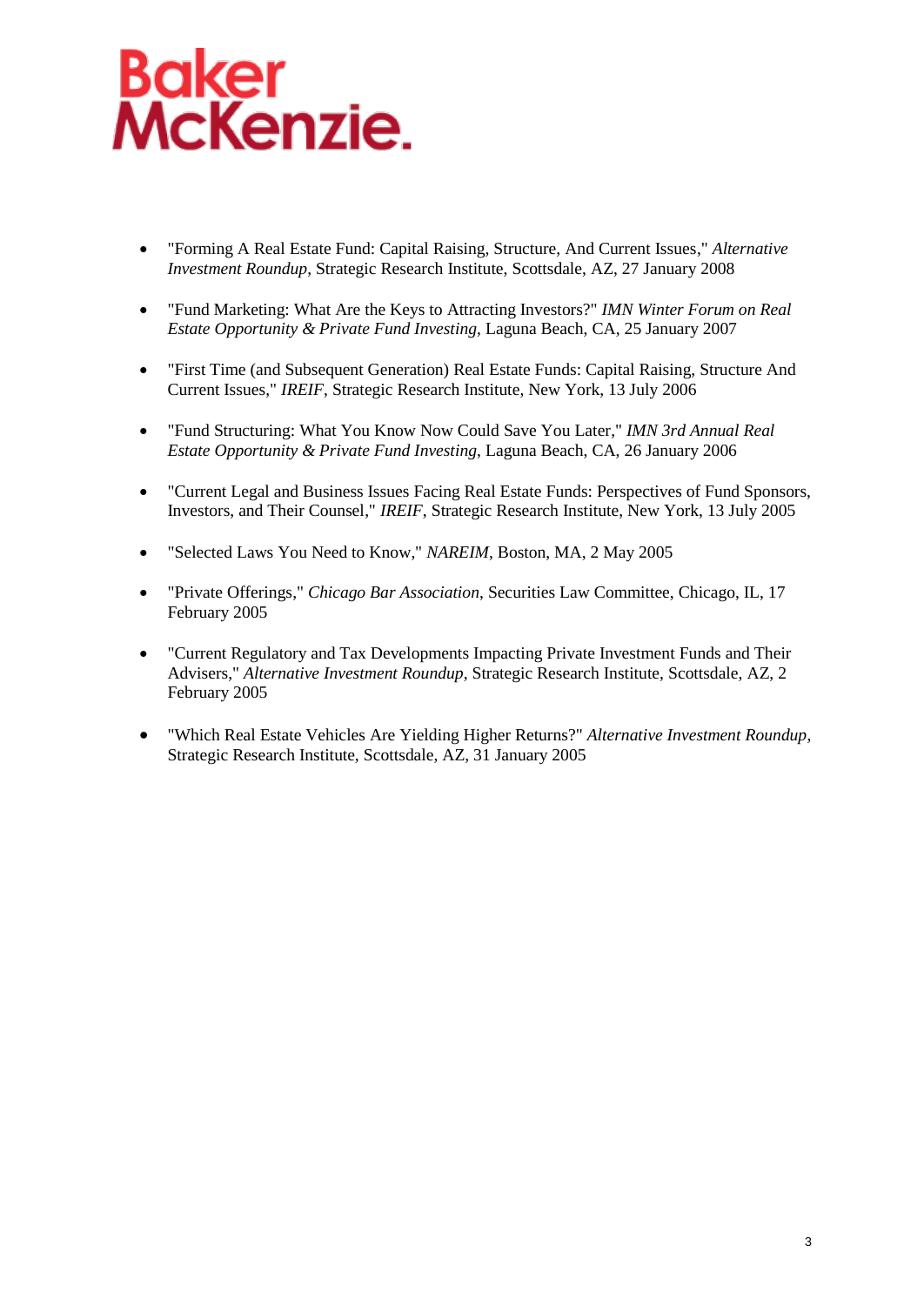- "Forming A Real Estate Fund: Capital Raising, Structure, And Current Issues," *Alternative Investment Roundup*, Strategic Research Institute, Scottsdale, AZ, 27 January 2008

- "Fund Marketing: What Are the Keys to Attracting Investors?" *IMN Winter Forum on Real Estate Opportunity & Private Fund Investing*, Laguna Beach, CA, 25 January 2007

- "First Time (and Subsequent Generation) Real Estate Funds: Capital Raising, Structure And Current Issues," *IREIF*, Strategic Research Institute, New York, 13 July 2006

- "Fund Structuring: What You Know Now Could Save You Later," *IMN 3rd Annual Real Estate Opportunity & Private Fund Investing*, Laguna Beach, CA, 26 January 2006

- "Current Legal and Business Issues Facing Real Estate Funds: Perspectives of Fund Sponsors, Investors, and Their Counsel," *IREIF*, Strategic Research Institute, New York, 13 July 2005

- "Selected Laws You Need to Know," *NAREIM*, Boston, MA, 2 May 2005

- "Private Offerings," *Chicago Bar Association*, Securities Law Committee, Chicago, IL, 17 February 2005

- "Current Regulatory and Tax Developments Impacting Private Investment Funds and Their Advisers," *Alternative Investment Roundup*, Strategic Research Institute, Scottsdale, AZ, 2 February 2005

- "Which Real Estate Vehicles Are Yielding Higher Returns?" *Alternative Investment Roundup*, Strategic Research Institute, Scottsdale, AZ, 31 January 2005